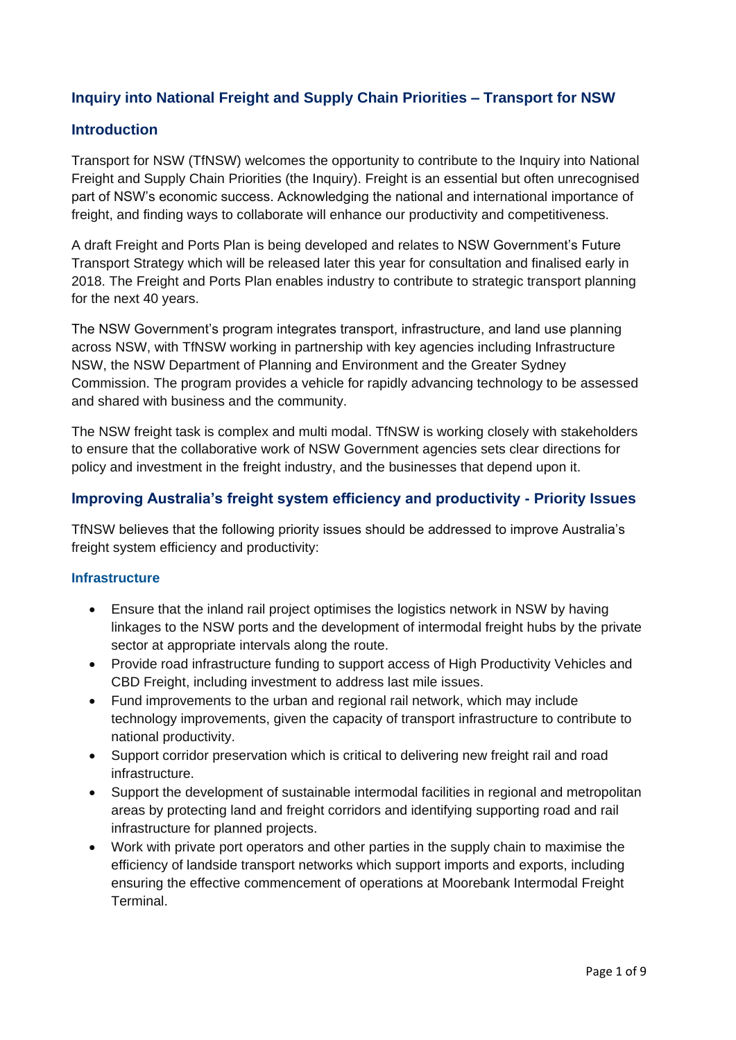## Inquiry into National Freight and Supply Chain Priorities – Transport for NSW

### Introduction

Transport for NSW (TfNSW) welcomes the opportunity to contribute to the Inquiry into National Freight and Supply Chain Priorities (the Inquiry). Freight is an essential but often unrecognised part of NSW's economic success. Acknowledging the national and international importance of freight, and finding ways to collaborate will enhance our productivity and competitiveness.

A draft Freight and Ports Plan is being developed and relates to NSW Government's Future Transport Strategy which will be released later this year for consultation and finalised early in 2018. The Freight and Ports Plan enables industry to contribute to strategic transport planning for the next 40 years.

The NSW Government's program integrates transport, infrastructure, and land use planning across NSW, with TfNSW working in partnership with key agencies including Infrastructure NSW, the NSW Department of Planning and Environment and the Greater Sydney Commission. The program provides a vehicle for rapidly advancing technology to be assessed and shared with business and the community.

The NSW freight task is complex and multi modal. TfNSW is working closely with stakeholders to ensure that the collaborative work of NSW Government agencies sets clear directions for policy and investment in the freight industry, and the businesses that depend upon it.

### Improving Australia's freight system efficiency and productivity - Priority Issues

TfNSW believes that the following priority issues should be addressed to improve Australia's freight system efficiency and productivity:

#### Infrastructure

- Ensure that the inland rail project optimises the logistics network in NSW by having linkages to the NSW ports and the development of intermodal freight hubs by the private sector at appropriate intervals along the route.
- Provide road infrastructure funding to support access of High Productivity Vehicles and CBD Freight, including investment to address last mile issues.
- Fund improvements to the urban and regional rail network, which may include technology improvements, given the capacity of transport infrastructure to contribute to national productivity.
- Support corridor preservation which is critical to delivering new freight rail and road infrastructure.
- Support the development of sustainable intermodal facilities in regional and metropolitan areas by protecting land and freight corridors and identifying supporting road and rail infrastructure for planned projects.
- Work with private port operators and other parties in the supply chain to maximise the efficiency of landside transport networks which support imports and exports, including ensuring the effective commencement of operations at Moorebank Intermodal Freight Terminal.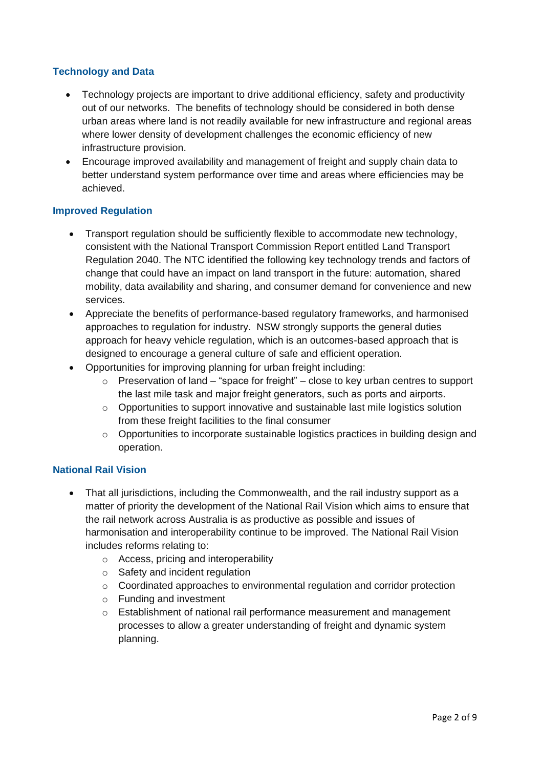### Technology and Data

- Technology projects are important to drive additional efficiency, safety and productivity out of our networks. The benefits of technology should be considered in both dense urban areas where land is not readily available for new infrastructure and regional areas where lower density of development challenges the economic efficiency of new infrastructure provision.
- Encourage improved availability and management of freight and supply chain data to better understand system performance over time and areas where efficiencies may be achieved.

### Improved Regulation

- Transport regulation should be sufficiently flexible to accommodate new technology, consistent with the National Transport Commission Report entitled Land Transport Regulation 2040. The NTC identified the following key technology trends and factors of change that could have an impact on land transport in the future: automation, shared mobility, data availability and sharing, and consumer demand for convenience and new services.
- Appreciate the benefits of performance-based regulatory frameworks, and harmonised approaches to regulation for industry. NSW strongly supports the general duties approach for heavy vehicle regulation, which is an outcomes-based approach that is designed to encourage a general culture of safe and efficient operation.
- Opportunities for improving planning for urban freight including:
  - Preservation of land – "space for freight" – close to key urban centres to support the last mile task and major freight generators, such as ports and airports.
  - Opportunities to support innovative and sustainable last mile logistics solution from these freight facilities to the final consumer
  - Opportunities to incorporate sustainable logistics practices in building design and operation.

### National Rail Vision

- That all jurisdictions, including the Commonwealth, and the rail industry support as a matter of priority the development of the National Rail Vision which aims to ensure that the rail network across Australia is as productive as possible and issues of harmonisation and interoperability continue to be improved. The National Rail Vision includes reforms relating to:
  - Access, pricing and interoperability
  - Safety and incident regulation
  - Coordinated approaches to environmental regulation and corridor protection
  - Funding and investment
  - Establishment of national rail performance measurement and management processes to allow a greater understanding of freight and dynamic system planning.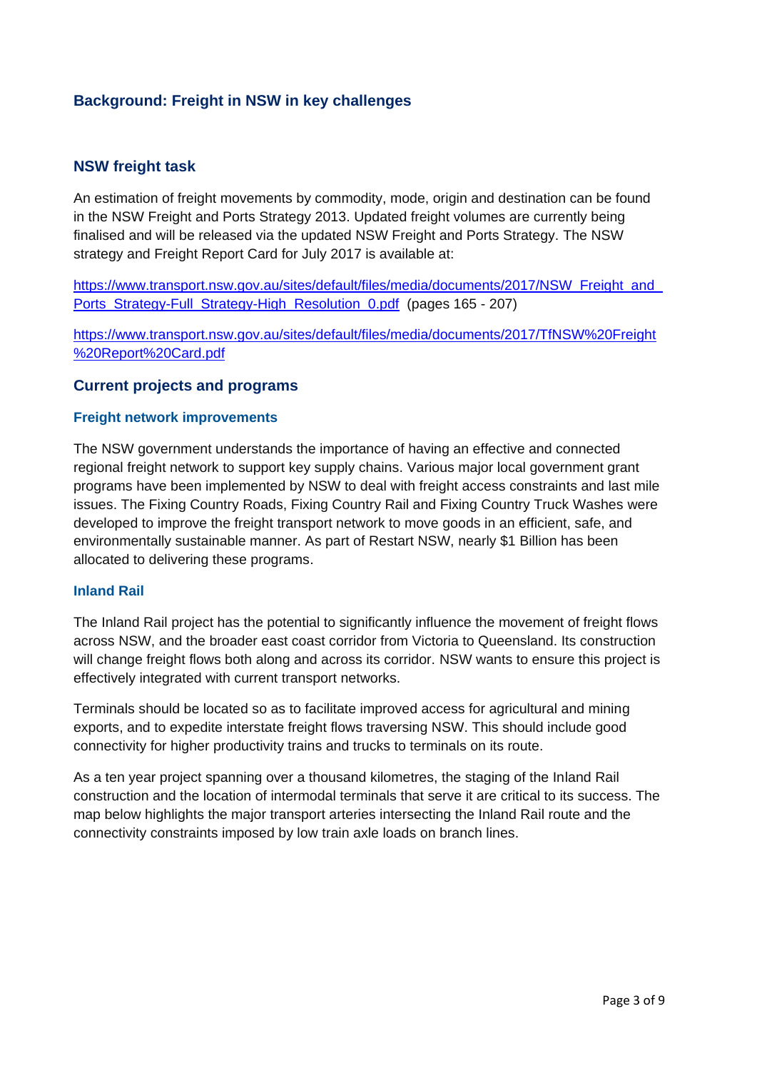## Background: Freight in NSW in key challenges

### NSW freight task

An estimation of freight movements by commodity, mode, origin and destination can be found in the NSW Freight and Ports Strategy 2013. Updated freight volumes are currently being finalised and will be released via the updated NSW Freight and Ports Strategy. The NSW strategy and Freight Report Card for July 2017 is available at:

https://www.transport.nsw.gov.au/sites/default/files/media/documents/2017/NSW_Freight_and_Ports_Strategy-Full_Strategy-High_Resolution_0.pdf (pages 165 - 207)

https://www.transport.nsw.gov.au/sites/default/files/media/documents/2017/TfNSW%20Freight%20Report%20Card.pdf

### Current projects and programs

#### Freight network improvements

The NSW government understands the importance of having an effective and connected regional freight network to support key supply chains. Various major local government grant programs have been implemented by NSW to deal with freight access constraints and last mile issues. The Fixing Country Roads, Fixing Country Rail and Fixing Country Truck Washes were developed to improve the freight transport network to move goods in an efficient, safe, and environmentally sustainable manner. As part of Restart NSW, nearly $1 Billion has been allocated to delivering these programs.

#### Inland Rail

The Inland Rail project has the potential to significantly influence the movement of freight flows across NSW, and the broader east coast corridor from Victoria to Queensland. Its construction will change freight flows both along and across its corridor. NSW wants to ensure this project is effectively integrated with current transport networks.

Terminals should be located so as to facilitate improved access for agricultural and mining exports, and to expedite interstate freight flows traversing NSW. This should include good connectivity for higher productivity trains and trucks to terminals on its route.

As a ten year project spanning over a thousand kilometres, the staging of the Inland Rail construction and the location of intermodal terminals that serve it are critical to its success. The map below highlights the major transport arteries intersecting the Inland Rail route and the connectivity constraints imposed by low train axle loads on branch lines.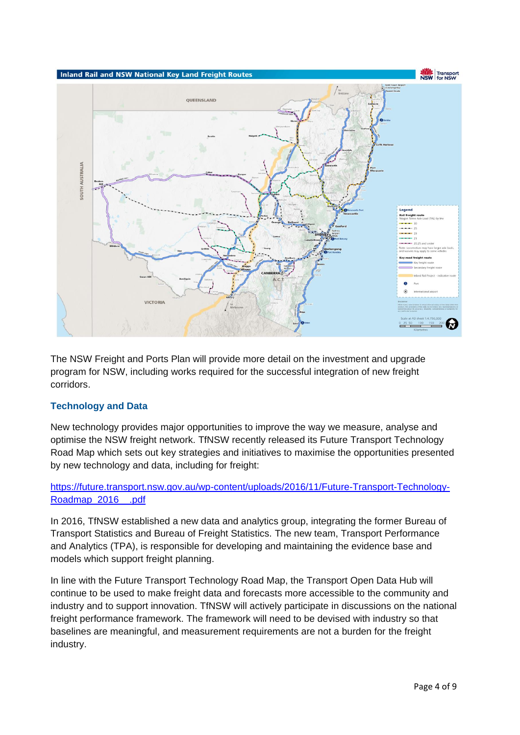**Inland Rail and NSW National Key Land Freight Routes**

The NSW Freight and Ports Plan will provide more detail on the investment and upgrade program for NSW, including works required for the successful integration of new freight corridors.

## Technology and Data

New technology provides major opportunities to improve the way we measure, analyse and optimise the NSW freight network. TfNSW recently released its Future Transport Technology Road Map which sets out key strategies and initiatives to maximise the opportunities presented by new technology and data, including for freight:

[https://future.transport.nsw.gov.au/wp-content/uploads/2016/11/Future-Transport-Technology-Roadmap_2016__.pdf](https://future.transport.nsw.gov.au/wp-content/uploads/2016/11/Future-Transport-Technology-Roadmap_2016__.pdf)

In 2016, TfNSW established a new data and analytics group, integrating the former Bureau of Transport Statistics and Bureau of Freight Statistics. The new team, Transport Performance and Analytics (TPA), is responsible for developing and maintaining the evidence base and models which support freight planning.

In line with the Future Transport Technology Road Map, the Transport Open Data Hub will continue to be used to make freight data and forecasts more accessible to the community and industry and to support innovation. TfNSW will actively participate in discussions on the national freight performance framework. The framework will need to be devised with industry so that baselines are meaningful, and measurement requirements are not a burden for the freight industry.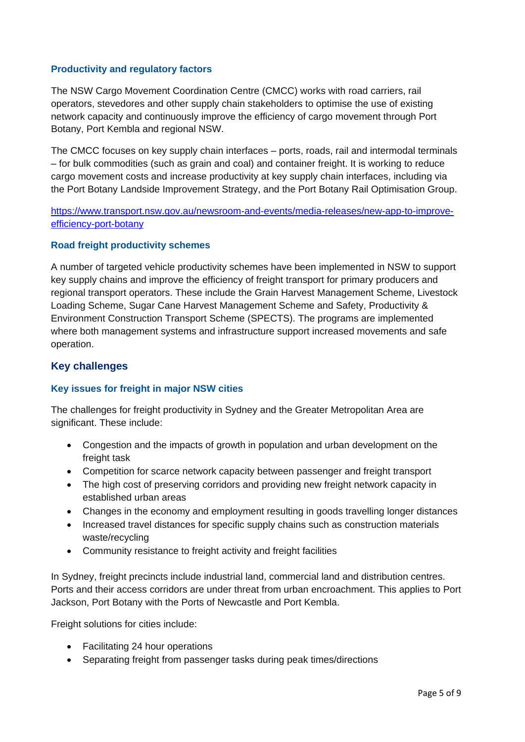### Productivity and regulatory factors

The NSW Cargo Movement Coordination Centre (CMCC) works with road carriers, rail operators, stevedores and other supply chain stakeholders to optimise the use of existing network capacity and continuously improve the efficiency of cargo movement through Port Botany, Port Kembla and regional NSW.

The CMCC focuses on key supply chain interfaces – ports, roads, rail and intermodal terminals – for bulk commodities (such as grain and coal) and container freight. It is working to reduce cargo movement costs and increase productivity at key supply chain interfaces, including via the Port Botany Landside Improvement Strategy, and the Port Botany Rail Optimisation Group.

https://www.transport.nsw.gov.au/newsroom-and-events/media-releases/new-app-to-improve-efficiency-port-botany

### Road freight productivity schemes

A number of targeted vehicle productivity schemes have been implemented in NSW to support key supply chains and improve the efficiency of freight transport for primary producers and regional transport operators. These include the Grain Harvest Management Scheme, Livestock Loading Scheme, Sugar Cane Harvest Management Scheme and Safety, Productivity & Environment Construction Transport Scheme (SPECTS). The programs are implemented where both management systems and infrastructure support increased movements and safe operation.

## Key challenges

### Key issues for freight in major NSW cities

The challenges for freight productivity in Sydney and the Greater Metropolitan Area are significant. These include:

- Congestion and the impacts of growth in population and urban development on the freight task
- Competition for scarce network capacity between passenger and freight transport
- The high cost of preserving corridors and providing new freight network capacity in established urban areas
- Changes in the economy and employment resulting in goods travelling longer distances
- Increased travel distances for specific supply chains such as construction materials waste/recycling
- Community resistance to freight activity and freight facilities

In Sydney, freight precincts include industrial land, commercial land and distribution centres. Ports and their access corridors are under threat from urban encroachment. This applies to Port Jackson, Port Botany with the Ports of Newcastle and Port Kembla.

Freight solutions for cities include:

- Facilitating 24 hour operations
- Separating freight from passenger tasks during peak times/directions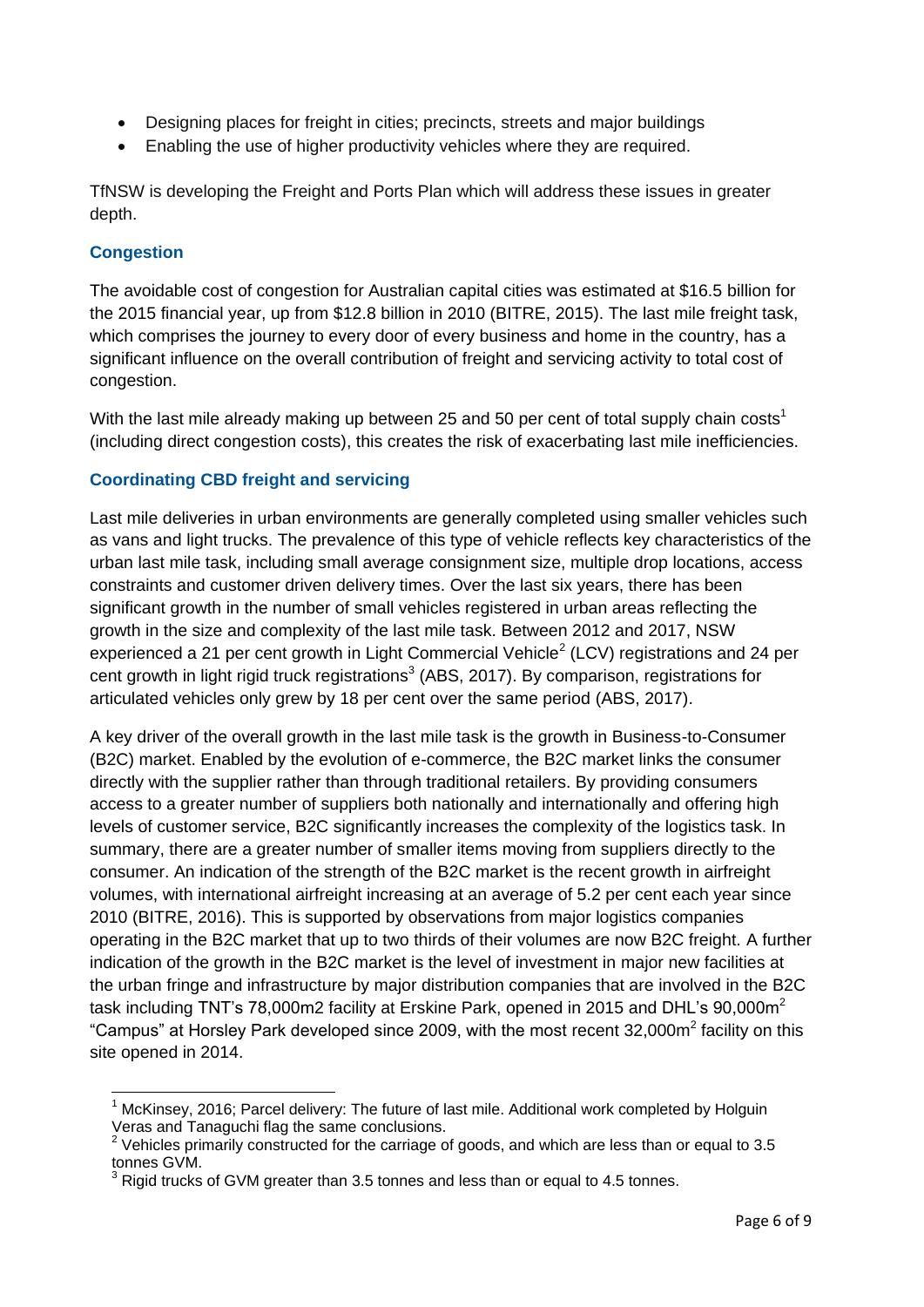- Designing places for freight in cities; precincts, streets and major buildings
- Enabling the use of higher productivity vehicles where they are required.

TfNSW is developing the Freight and Ports Plan which will address these issues in greater depth.

### Congestion

The avoidable cost of congestion for Australian capital cities was estimated at $16.5 billion for the 2015 financial year, up from $12.8 billion in 2010 (BITRE, 2015). The last mile freight task, which comprises the journey to every door of every business and home in the country, has a significant influence on the overall contribution of freight and servicing activity to total cost of congestion.

With the last mile already making up between 25 and 50 per cent of total supply chain costs[1] (including direct congestion costs), this creates the risk of exacerbating last mile inefficiencies.

### Coordinating CBD freight and servicing

Last mile deliveries in urban environments are generally completed using smaller vehicles such as vans and light trucks. The prevalence of this type of vehicle reflects key characteristics of the urban last mile task, including small average consignment size, multiple drop locations, access constraints and customer driven delivery times. Over the last six years, there has been significant growth in the number of small vehicles registered in urban areas reflecting the growth in the size and complexity of the last mile task. Between 2012 and 2017, NSW experienced a 21 per cent growth in Light Commercial Vehicle[2] (LCV) registrations and 24 per cent growth in light rigid truck registrations[3] (ABS, 2017). By comparison, registrations for articulated vehicles only grew by 18 per cent over the same period (ABS, 2017).

A key driver of the overall growth in the last mile task is the growth in Business-to-Consumer (B2C) market. Enabled by the evolution of e-commerce, the B2C market links the consumer directly with the supplier rather than through traditional retailers. By providing consumers access to a greater number of suppliers both nationally and internationally and offering high levels of customer service, B2C significantly increases the complexity of the logistics task. In summary, there are a greater number of smaller items moving from suppliers directly to the consumer. An indication of the strength of the B2C market is the recent growth in airfreight volumes, with international airfreight increasing at an average of 5.2 per cent each year since 2010 (BITRE, 2016). This is supported by observations from major logistics companies operating in the B2C market that up to two thirds of their volumes are now B2C freight. A further indication of the growth in the B2C market is the level of investment in major new facilities at the urban fringe and infrastructure by major distribution companies that are involved in the B2C task including TNT's 78,000m2 facility at Erskine Park, opened in 2015 and DHL's 90,000$m^2$ "Campus" at Horsley Park developed since 2009, with the most recent 32,000$m^2$ facility on this site opened in 2014.

---

[1] McKinsey, 2016; Parcel delivery: The future of last mile. Additional work completed by Holguin Veras and Tanaguchi flag the same conclusions.

[2] Vehicles primarily constructed for the carriage of goods, and which are less than or equal to 3.5 tonnes GVM.

[3] Rigid trucks of GVM greater than 3.5 tonnes and less than or equal to 4.5 tonnes.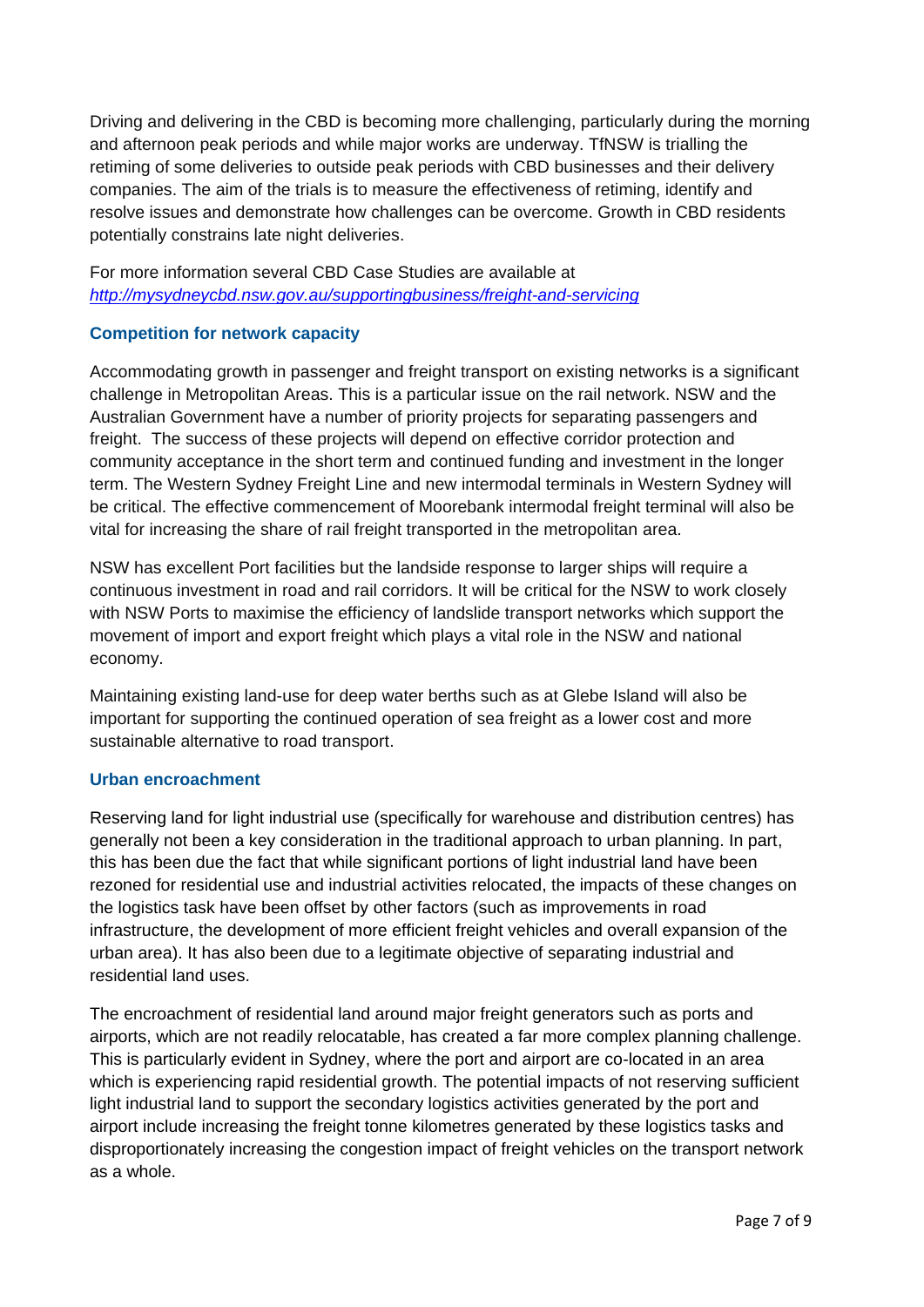Driving and delivering in the CBD is becoming more challenging, particularly during the morning and afternoon peak periods and while major works are underway. TfNSW is trialling the retiming of some deliveries to outside peak periods with CBD businesses and their delivery companies. The aim of the trials is to measure the effectiveness of retiming, identify and resolve issues and demonstrate how challenges can be overcome. Growth in CBD residents potentially constrains late night deliveries.

For more information several CBD Case Studies are available at *http://mysydneycbd.nsw.gov.au/supportingbusiness/freight-and-servicing*

### Competition for network capacity

Accommodating growth in passenger and freight transport on existing networks is a significant challenge in Metropolitan Areas. This is a particular issue on the rail network. NSW and the Australian Government have a number of priority projects for separating passengers and freight. The success of these projects will depend on effective corridor protection and community acceptance in the short term and continued funding and investment in the longer term. The Western Sydney Freight Line and new intermodal terminals in Western Sydney will be critical. The effective commencement of Moorebank intermodal freight terminal will also be vital for increasing the share of rail freight transported in the metropolitan area.

NSW has excellent Port facilities but the landside response to larger ships will require a continuous investment in road and rail corridors. It will be critical for the NSW to work closely with NSW Ports to maximise the efficiency of landslide transport networks which support the movement of import and export freight which plays a vital role in the NSW and national economy.

Maintaining existing land-use for deep water berths such as at Glebe Island will also be important for supporting the continued operation of sea freight as a lower cost and more sustainable alternative to road transport.

### Urban encroachment

Reserving land for light industrial use (specifically for warehouse and distribution centres) has generally not been a key consideration in the traditional approach to urban planning. In part, this has been due the fact that while significant portions of light industrial land have been rezoned for residential use and industrial activities relocated, the impacts of these changes on the logistics task have been offset by other factors (such as improvements in road infrastructure, the development of more efficient freight vehicles and overall expansion of the urban area). It has also been due to a legitimate objective of separating industrial and residential land uses.

The encroachment of residential land around major freight generators such as ports and airports, which are not readily relocatable, has created a far more complex planning challenge. This is particularly evident in Sydney, where the port and airport are co-located in an area which is experiencing rapid residential growth. The potential impacts of not reserving sufficient light industrial land to support the secondary logistics activities generated by the port and airport include increasing the freight tonne kilometres generated by these logistics tasks and disproportionately increasing the congestion impact of freight vehicles on the transport network as a whole.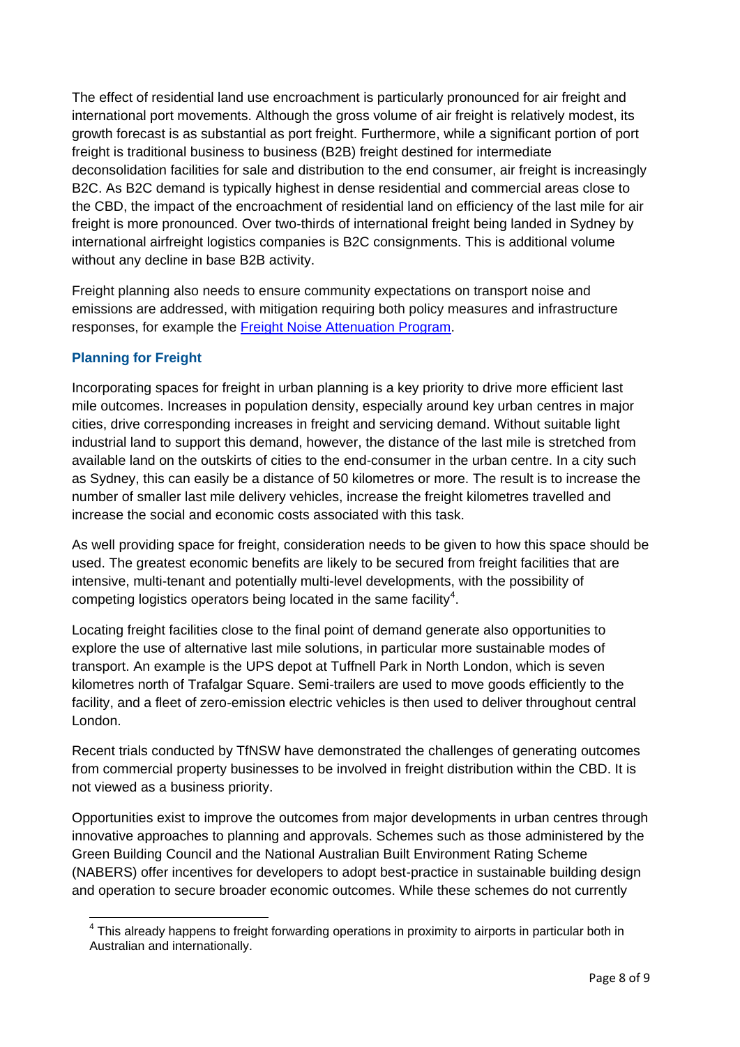The effect of residential land use encroachment is particularly pronounced for air freight and international port movements. Although the gross volume of air freight is relatively modest, its growth forecast is as substantial as port freight. Furthermore, while a significant portion of port freight is traditional business to business (B2B) freight destined for intermediate deconsolidation facilities for sale and distribution to the end consumer, air freight is increasingly B2C. As B2C demand is typically highest in dense residential and commercial areas close to the CBD, the impact of the encroachment of residential land on efficiency of the last mile for air freight is more pronounced. Over two-thirds of international freight being landed in Sydney by international airfreight logistics companies is B2C consignments. This is additional volume without any decline in base B2B activity.

Freight planning also needs to ensure community expectations on transport noise and emissions are addressed, with mitigation requiring both policy measures and infrastructure responses, for example the Freight Noise Attenuation Program.

### Planning for Freight

Incorporating spaces for freight in urban planning is a key priority to drive more efficient last mile outcomes. Increases in population density, especially around key urban centres in major cities, drive corresponding increases in freight and servicing demand. Without suitable light industrial land to support this demand, however, the distance of the last mile is stretched from available land on the outskirts of cities to the end-consumer in the urban centre. In a city such as Sydney, this can easily be a distance of 50 kilometres or more. The result is to increase the number of smaller last mile delivery vehicles, increase the freight kilometres travelled and increase the social and economic costs associated with this task.

As well providing space for freight, consideration needs to be given to how this space should be used. The greatest economic benefits are likely to be secured from freight facilities that are intensive, multi-tenant and potentially multi-level developments, with the possibility of competing logistics operators being located in the same facility[4].

Locating freight facilities close to the final point of demand generate also opportunities to explore the use of alternative last mile solutions, in particular more sustainable modes of transport. An example is the UPS depot at Tuffnell Park in North London, which is seven kilometres north of Trafalgar Square. Semi-trailers are used to move goods efficiently to the facility, and a fleet of zero-emission electric vehicles is then used to deliver throughout central London.

Recent trials conducted by TfNSW have demonstrated the challenges of generating outcomes from commercial property businesses to be involved in freight distribution within the CBD. It is not viewed as a business priority.

Opportunities exist to improve the outcomes from major developments in urban centres through innovative approaches to planning and approvals. Schemes such as those administered by the Green Building Council and the National Australian Built Environment Rating Scheme (NABERS) offer incentives for developers to adopt best-practice in sustainable building design and operation to secure broader economic outcomes. While these schemes do not currently

[4] This already happens to freight forwarding operations in proximity to airports in particular both in Australian and internationally.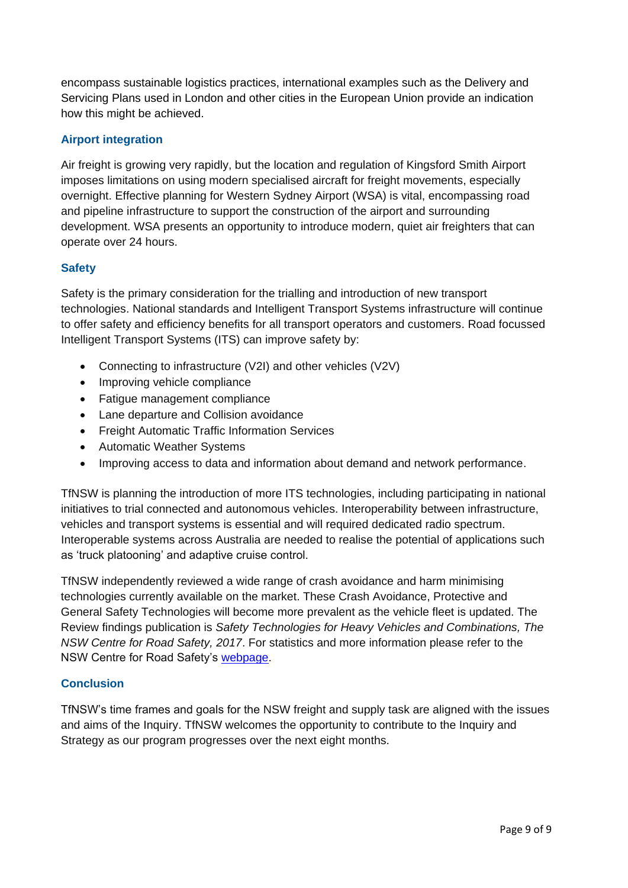encompass sustainable logistics practices, international examples such as the Delivery and Servicing Plans used in London and other cities in the European Union provide an indication how this might be achieved.

### Airport integration

Air freight is growing very rapidly, but the location and regulation of Kingsford Smith Airport imposes limitations on using modern specialised aircraft for freight movements, especially overnight. Effective planning for Western Sydney Airport (WSA) is vital, encompassing road and pipeline infrastructure to support the construction of the airport and surrounding development. WSA presents an opportunity to introduce modern, quiet air freighters that can operate over 24 hours.

### Safety

Safety is the primary consideration for the trialling and introduction of new transport technologies. National standards and Intelligent Transport Systems infrastructure will continue to offer safety and efficiency benefits for all transport operators and customers. Road focussed Intelligent Transport Systems (ITS) can improve safety by:

- Connecting to infrastructure (V2I) and other vehicles (V2V)
- Improving vehicle compliance
- Fatigue management compliance
- Lane departure and Collision avoidance
- Freight Automatic Traffic Information Services
- Automatic Weather Systems
- Improving access to data and information about demand and network performance.

TfNSW is planning the introduction of more ITS technologies, including participating in national initiatives to trial connected and autonomous vehicles. Interoperability between infrastructure, vehicles and transport systems is essential and will required dedicated radio spectrum. Interoperable systems across Australia are needed to realise the potential of applications such as 'truck platooning' and adaptive cruise control.

TfNSW independently reviewed a wide range of crash avoidance and harm minimising technologies currently available on the market. These Crash Avoidance, Protective and General Safety Technologies will become more prevalent as the vehicle fleet is updated. The Review findings publication is *Safety Technologies for Heavy Vehicles and Combinations, The NSW Centre for Road Safety, 2017*. For statistics and more information please refer to the NSW Centre for Road Safety's webpage.

### Conclusion

TfNSW's time frames and goals for the NSW freight and supply task are aligned with the issues and aims of the Inquiry. TfNSW welcomes the opportunity to contribute to the Inquiry and Strategy as our program progresses over the next eight months.